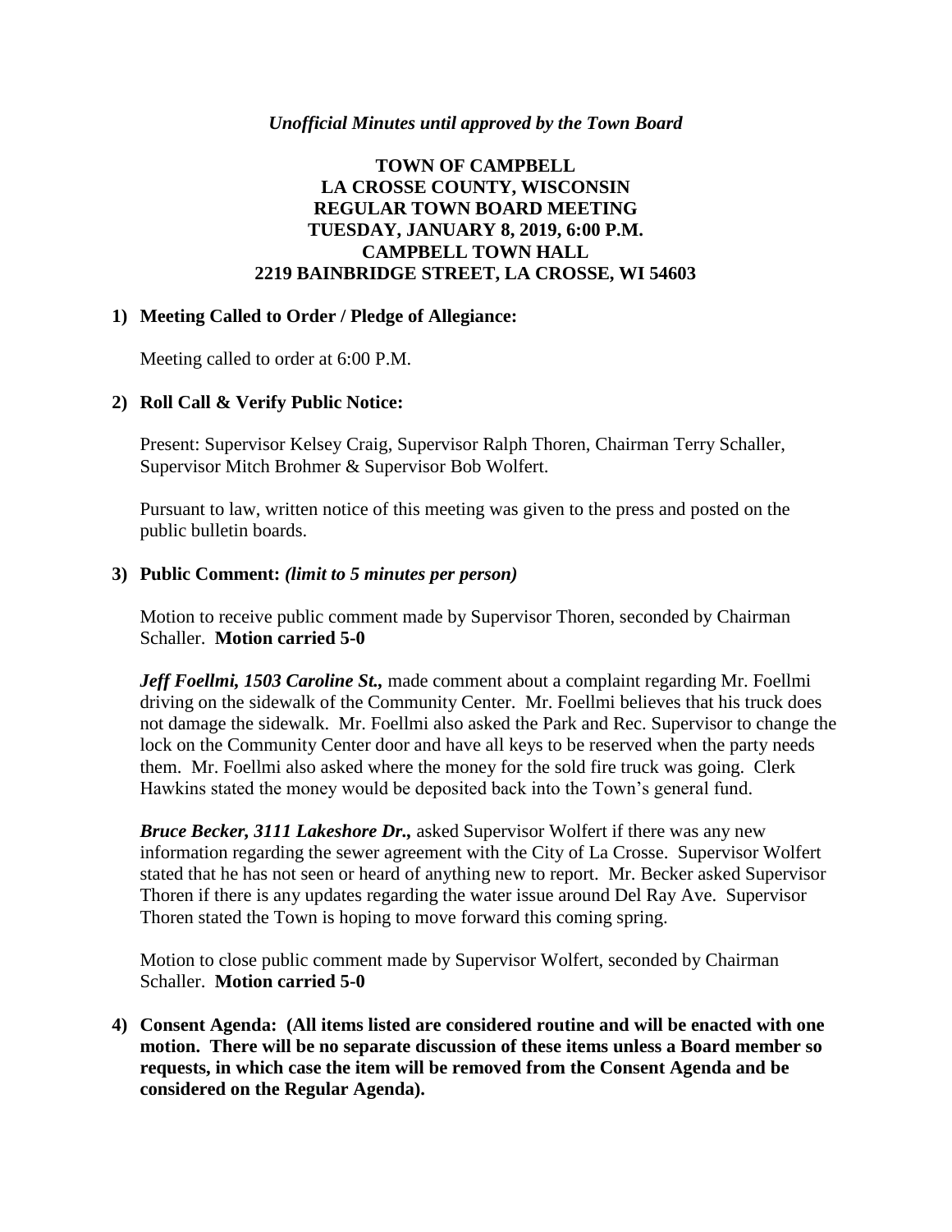*Unofficial Minutes until approved by the Town Board*

**TOWN OF CAMPBELL**
**LA CROSSE COUNTY, WISCONSIN**
**REGULAR TOWN BOARD MEETING**
**TUESDAY, JANUARY 8, 2019, 6:00 P.M.**
**CAMPBELL TOWN HALL**
**2219 BAINBRIDGE STREET, LA CROSSE, WI 54603**

**1) Meeting Called to Order / Pledge of Allegiance:**

Meeting called to order at 6:00 P.M.

**2) Roll Call & Verify Public Notice:**

Present: Supervisor Kelsey Craig, Supervisor Ralph Thoren, Chairman Terry Schaller, Supervisor Mitch Brohmer & Supervisor Bob Wolfert.

Pursuant to law, written notice of this meeting was given to the press and posted on the public bulletin boards.

**3) Public Comment:** *(limit to 5 minutes per person)*

Motion to receive public comment made by Supervisor Thoren, seconded by Chairman Schaller. **Motion carried 5-0**

***Jeff Foellmi, 1503 Caroline St.,*** made comment about a complaint regarding Mr. Foellmi driving on the sidewalk of the Community Center. Mr. Foellmi believes that his truck does not damage the sidewalk. Mr. Foellmi also asked the Park and Rec. Supervisor to change the lock on the Community Center door and have all keys to be reserved when the party needs them. Mr. Foellmi also asked where the money for the sold fire truck was going. Clerk Hawkins stated the money would be deposited back into the Town's general fund.

***Bruce Becker, 3111 Lakeshore Dr.,*** asked Supervisor Wolfert if there was any new information regarding the sewer agreement with the City of La Crosse. Supervisor Wolfert stated that he has not seen or heard of anything new to report. Mr. Becker asked Supervisor Thoren if there is any updates regarding the water issue around Del Ray Ave. Supervisor Thoren stated the Town is hoping to move forward this coming spring.

Motion to close public comment made by Supervisor Wolfert, seconded by Chairman Schaller. **Motion carried 5-0**

**4) Consent Agenda: (All items listed are considered routine and will be enacted with one motion. There will be no separate discussion of these items unless a Board member so requests, in which case the item will be removed from the Consent Agenda and be considered on the Regular Agenda).**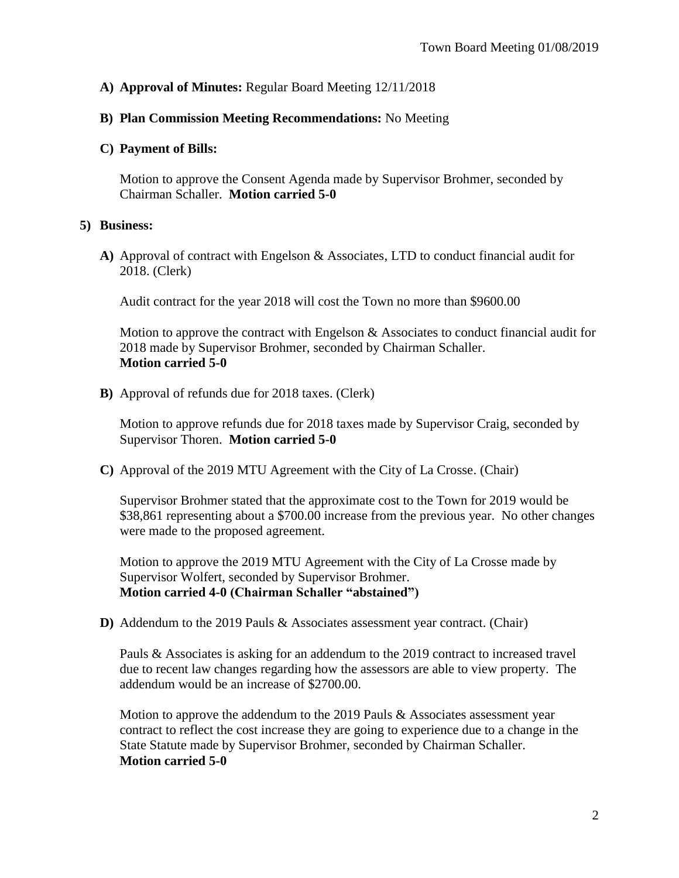**A) Approval of Minutes:** Regular Board Meeting 12/11/2018

**B) Plan Commission Meeting Recommendations:** No Meeting

**C) Payment of Bills:**

Motion to approve the Consent Agenda made by Supervisor Brohmer, seconded by Chairman Schaller. **Motion carried 5-0**

**5) Business:**

**A)** Approval of contract with Engelson & Associates, LTD to conduct financial audit for 2018. (Clerk)

Audit contract for the year 2018 will cost the Town no more than $9600.00

Motion to approve the contract with Engelson & Associates to conduct financial audit for 2018 made by Supervisor Brohmer, seconded by Chairman Schaller.
**Motion carried 5-0**

**B)** Approval of refunds due for 2018 taxes. (Clerk)

Motion to approve refunds due for 2018 taxes made by Supervisor Craig, seconded by Supervisor Thoren. **Motion carried 5-0**

**C)** Approval of the 2019 MTU Agreement with the City of La Crosse. (Chair)

Supervisor Brohmer stated that the approximate cost to the Town for 2019 would be $38,861 representing about a $700.00 increase from the previous year. No other changes were made to the proposed agreement.

Motion to approve the 2019 MTU Agreement with the City of La Crosse made by Supervisor Wolfert, seconded by Supervisor Brohmer.
**Motion carried 4-0 (Chairman Schaller "abstained")**

**D)** Addendum to the 2019 Pauls & Associates assessment year contract. (Chair)

Pauls & Associates is asking for an addendum to the 2019 contract to increased travel due to recent law changes regarding how the assessors are able to view property. The addendum would be an increase of $2700.00.

Motion to approve the addendum to the 2019 Pauls & Associates assessment year contract to reflect the cost increase they are going to experience due to a change in the State Statute made by Supervisor Brohmer, seconded by Chairman Schaller.
**Motion carried 5-0**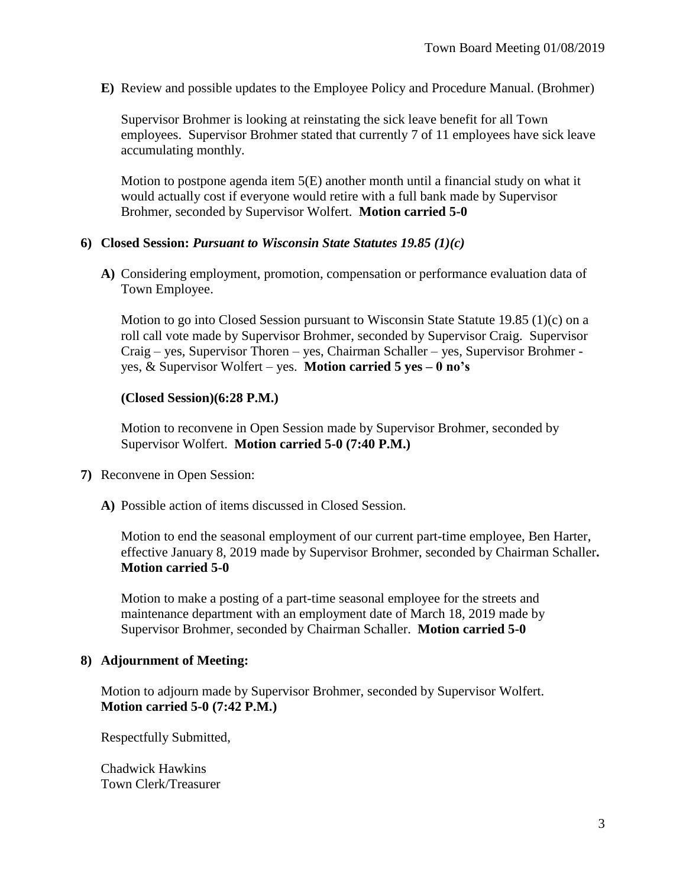**E)** Review and possible updates to the Employee Policy and Procedure Manual. (Brohmer)

Supervisor Brohmer is looking at reinstating the sick leave benefit for all Town employees. Supervisor Brohmer stated that currently 7 of 11 employees have sick leave accumulating monthly.

Motion to postpone agenda item 5(E) another month until a financial study on what it would actually cost if everyone would retire with a full bank made by Supervisor Brohmer, seconded by Supervisor Wolfert. **Motion carried 5-0**

**6) Closed Session:** ***Pursuant to Wisconsin State Statutes 19.85 (1)(c)***

**A)** Considering employment, promotion, compensation or performance evaluation data of Town Employee.

Motion to go into Closed Session pursuant to Wisconsin State Statute 19.85 (1)(c) on a roll call vote made by Supervisor Brohmer, seconded by Supervisor Craig. Supervisor Craig – yes, Supervisor Thoren – yes, Chairman Schaller – yes, Supervisor Brohmer - yes, & Supervisor Wolfert – yes. **Motion carried 5 yes – 0 no's**

**(Closed Session)(6:28 P.M.)**

Motion to reconvene in Open Session made by Supervisor Brohmer, seconded by Supervisor Wolfert. **Motion carried 5-0 (7:40 P.M.)**

**7)** Reconvene in Open Session:

**A)** Possible action of items discussed in Closed Session.

Motion to end the seasonal employment of our current part-time employee, Ben Harter, effective January 8, 2019 made by Supervisor Brohmer, seconded by Chairman Schaller**. Motion carried 5-0**

Motion to make a posting of a part-time seasonal employee for the streets and maintenance department with an employment date of March 18, 2019 made by Supervisor Brohmer, seconded by Chairman Schaller. **Motion carried 5-0**

**8) Adjournment of Meeting:**

Motion to adjourn made by Supervisor Brohmer, seconded by Supervisor Wolfert. **Motion carried 5-0 (7:42 P.M.)**

Respectfully Submitted,

Chadwick Hawkins
Town Clerk/Treasurer